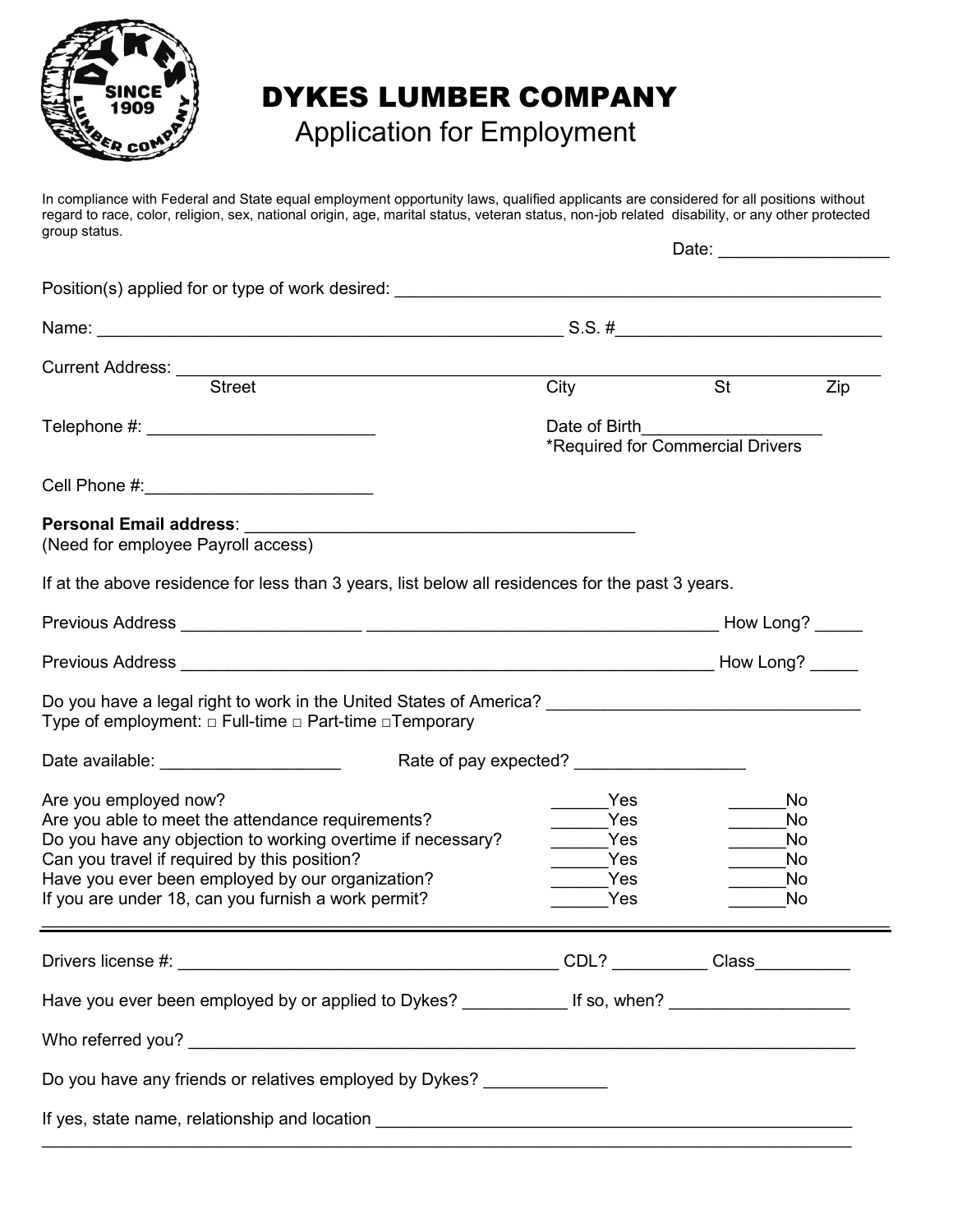# DYKES LUMBER COMPANY

## Application for Employment

In compliance with Federal and State equal employment opportunity laws, qualified applicants are considered for all positions without regard to race, color, religion, sex, national origin, age, marital status, veteran status, non-job related disability, or any other protected group status.

Date: __________________

Position(s) applied for or type of work desired: ______________________________________________________

Name: ___________________________________________________ S.S. #____________________________

Current Address: _____________________________________________________________________________
Street                                                  City                    St                    Zip

Telephone #: ________________________          Date of Birth___________________
*Required for Commercial Drivers

Cell Phone #:________________________

**Personal Email address**: __________________________________________
(Need for employee Payroll access)

If at the above residence for less than 3 years, list below all residences for the past 3 years.

Previous Address ___________________ ______________________________________ How Long? _____

Previous Address _________________________________________________________ How Long? _____

Do you have a legal right to work in the United States of America? ________________________________
Type of employment: □ Full-time □ Part-time □Temporary

Date available: ___________________          Rate of pay expected? _________________

| | | |
|---|---|---|
| Are you employed now? | ______Yes | ______No |
| Are you able to meet the attendance requirements? | ______Yes | ______No |
| Do you have any objection to working overtime if necessary? | ______Yes | ______No |
| Can you travel if required by this position? | ______Yes | ______No |
| Have you ever been employed by our organization? | ______Yes | ______No |
| If you are under 18, can you furnish a work permit? | ______Yes | ______No |

---

Drivers license #: __________________________________________ CDL? __________ Class__________

Have you ever been employed by or applied to Dykes? ___________ If so, when? ___________________

Who referred you? _______________________________________________________________________

Do you have any friends or relatives employed by Dykes? _____________

If yes, state name, relationship and location __________________________________________________
_______________________________________________________________________________________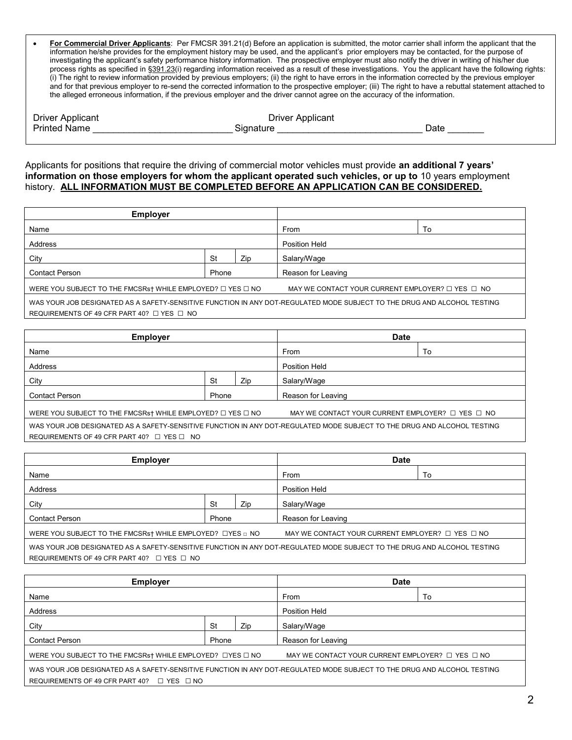- **For Commercial Driver Applicants**: Per FMCSR 391.21(d) Before an application is submitted, the motor carrier shall inform the applicant that the information he/she provides for the employment history may be used, and the applicant's prior employers may be contacted, for the purpose of investigating the applicant's safety performance history information. The prospective employer must also notify the driver in writing of his/her due process rights as specified in §391.23(i) regarding information received as a result of these investigations. You the applicant have the following rights: (i) The right to review information provided by previous employers; (ii) the right to have errors in the information corrected by the previous employer and for that previous employer to re-send the corrected information to the prospective employer; (iii) The right to have a rebuttal statement attached to the alleged erroneous information, if the previous employer and the driver cannot agree on the accuracy of the information.

Driver Applicant Printed Name ___________________________ Driver Applicant Signature ____________________________ Date _______

Applicants for positions that require the driving of commercial motor vehicles must provide **an additional 7 years' information on those employers for whom the applicant operated such vehicles, or up to** 10 years employment history. **ALL INFORMATION MUST BE COMPLETED BEFORE AN APPLICATION CAN BE CONSIDERED.**

| Employer | | | | |
|---|---|---|---|---|
| Name | | | From | To |
| Address | | | Position Held | |
| City | St | Zip | Salary/Wage | |
| Contact Person | Phone | | Reason for Leaving | |
| WERE YOU SUBJECT TO THE FMCSRs† WHILE EMPLOYED? ☐ YES ☐ NO | | | MAY WE CONTACT YOUR CURRENT EMPLOYER? ☐ YES ☐ NO | |
| WAS YOUR JOB DESIGNATED AS A SAFETY-SENSITIVE FUNCTION IN ANY DOT-REGULATED MODE SUBJECT TO THE DRUG AND ALCOHOL TESTING REQUIREMENTS OF 49 CFR PART 40? ☐ YES ☐ NO | | | | |

| Employer | | | Date | |
|---|---|---|---|---|
| Name | | | From | To |
| Address | | | Position Held | |
| City | St | Zip | Salary/Wage | |
| Contact Person | Phone | | Reason for Leaving | |
| WERE YOU SUBJECT TO THE FMCSRs† WHILE EMPLOYED? ☐ YES ☐ NO | | | MAY WE CONTACT YOUR CURRENT EMPLOYER? ☐ YES ☐ NO | |
| WAS YOUR JOB DESIGNATED AS A SAFETY-SENSITIVE FUNCTION IN ANY DOT-REGULATED MODE SUBJECT TO THE DRUG AND ALCOHOL TESTING REQUIREMENTS OF 49 CFR PART 40? ☐ YES ☐ NO | | | | |

| Employer | | | Date | |
|---|---|---|---|---|
| Name | | | From | To |
| Address | | | Position Held | |
| City | St | Zip | Salary/Wage | |
| Contact Person | Phone | | Reason for Leaving | |
| WERE YOU SUBJECT TO THE FMCSRs† WHILE EMPLOYED? ☐YES ☐ NO | | | MAY WE CONTACT YOUR CURRENT EMPLOYER? ☐ YES ☐ NO | |
| WAS YOUR JOB DESIGNATED AS A SAFETY-SENSITIVE FUNCTION IN ANY DOT-REGULATED MODE SUBJECT TO THE DRUG AND ALCOHOL TESTING REQUIREMENTS OF 49 CFR PART 40? ☐ YES ☐ NO | | | | |

| Employer | | | Date | |
|---|---|---|---|---|
| Name | | | From | To |
| Address | | | Position Held | |
| City | St | Zip | Salary/Wage | |
| Contact Person | Phone | | Reason for Leaving | |
| WERE YOU SUBJECT TO THE FMCSRs† WHILE EMPLOYED? ☐YES ☐ NO | | | MAY WE CONTACT YOUR CURRENT EMPLOYER? ☐ YES ☐ NO | |
| WAS YOUR JOB DESIGNATED AS A SAFETY-SENSITIVE FUNCTION IN ANY DOT-REGULATED MODE SUBJECT TO THE DRUG AND ALCOHOL TESTING REQUIREMENTS OF 49 CFR PART 40? ☐ YES ☐ NO | | | | |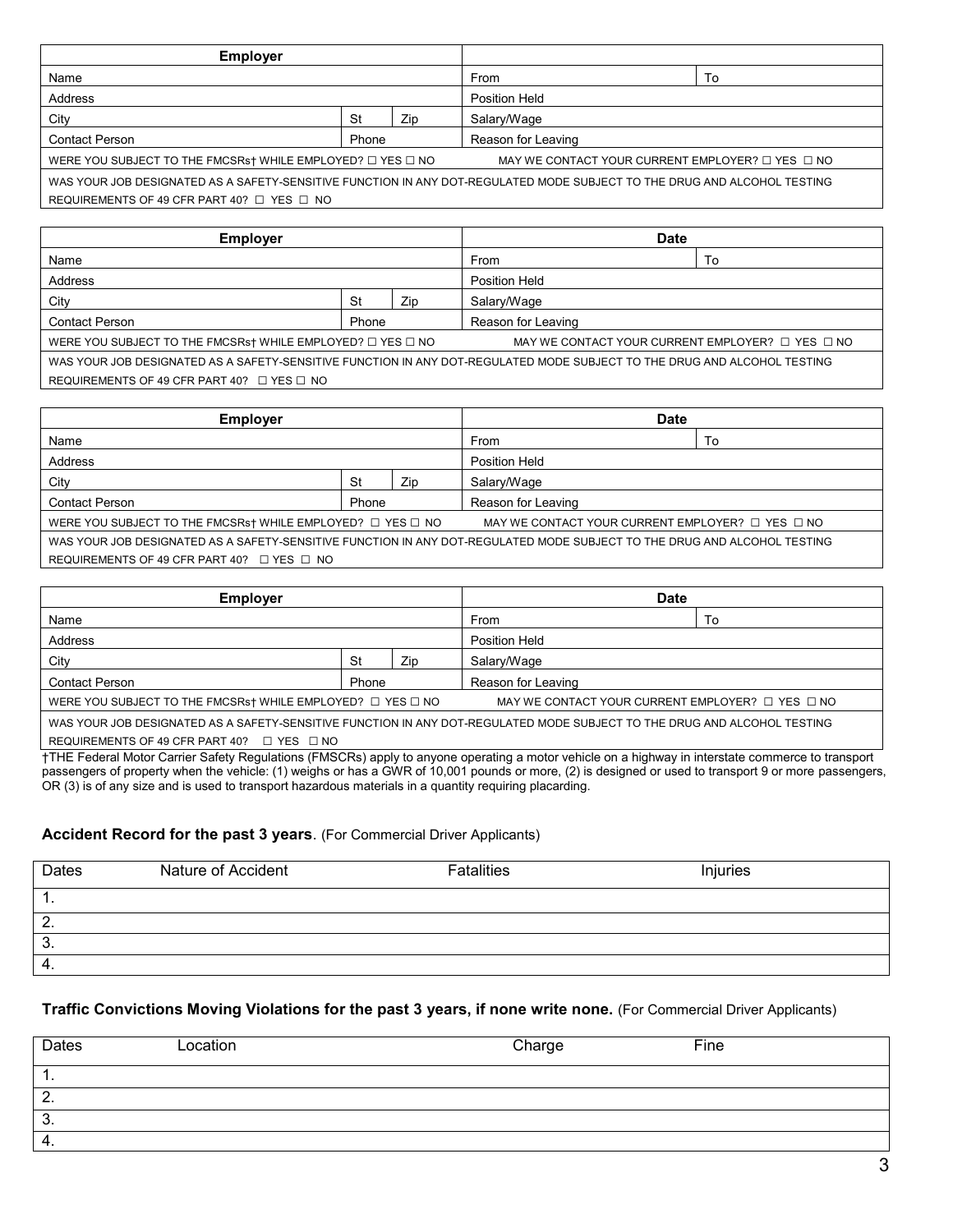| Employer | | | | |
|---|---|---|---|---|
| Name | | | From | To |
| Address | | | Position Held | |
| City | St | Zip | Salary/Wage | |
| Contact Person | Phone | | Reason for Leaving | |
| WERE YOU SUBJECT TO THE FMCSRs† WHILE EMPLOYED? ☐ YES ☐ NO | | | MAY WE CONTACT YOUR CURRENT EMPLOYER? ☐ YES ☐ NO | |
| WAS YOUR JOB DESIGNATED AS A SAFETY-SENSITIVE FUNCTION IN ANY DOT-REGULATED MODE SUBJECT TO THE DRUG AND ALCOHOL TESTING REQUIREMENTS OF 49 CFR PART 40? ☐ YES ☐ NO | | | | |

| Employer | | | Date | |
|---|---|---|---|---|
| Name | | | From | To |
| Address | | | Position Held | |
| City | St | Zip | Salary/Wage | |
| Contact Person | Phone | | Reason for Leaving | |
| WERE YOU SUBJECT TO THE FMCSRs† WHILE EMPLOYED? ☐ YES ☐ NO | | | MAY WE CONTACT YOUR CURRENT EMPLOYER? ☐ YES ☐ NO | |
| WAS YOUR JOB DESIGNATED AS A SAFETY-SENSITIVE FUNCTION IN ANY DOT-REGULATED MODE SUBJECT TO THE DRUG AND ALCOHOL TESTING REQUIREMENTS OF 49 CFR PART 40? ☐ YES ☐ NO | | | | |

| Employer | | | Date | |
|---|---|---|---|---|
| Name | | | From | To |
| Address | | | Position Held | |
| City | St | Zip | Salary/Wage | |
| Contact Person | Phone | | Reason for Leaving | |
| WERE YOU SUBJECT TO THE FMCSRs† WHILE EMPLOYED? ☐ YES ☐ NO | | | MAY WE CONTACT YOUR CURRENT EMPLOYER? ☐ YES ☐ NO | |
| WAS YOUR JOB DESIGNATED AS A SAFETY-SENSITIVE FUNCTION IN ANY DOT-REGULATED MODE SUBJECT TO THE DRUG AND ALCOHOL TESTING REQUIREMENTS OF 49 CFR PART 40? ☐ YES ☐ NO | | | | |

| Employer | | | Date | |
|---|---|---|---|---|
| Name | | | From | To |
| Address | | | Position Held | |
| City | St | Zip | Salary/Wage | |
| Contact Person | Phone | | Reason for Leaving | |
| WERE YOU SUBJECT TO THE FMCSRs† WHILE EMPLOYED? ☐ YES ☐ NO | | | MAY WE CONTACT YOUR CURRENT EMPLOYER? ☐ YES ☐ NO | |
| WAS YOUR JOB DESIGNATED AS A SAFETY-SENSITIVE FUNCTION IN ANY DOT-REGULATED MODE SUBJECT TO THE DRUG AND ALCOHOL TESTING REQUIREMENTS OF 49 CFR PART 40? ☐ YES ☐ NO | | | | |

†THE Federal Motor Carrier Safety Regulations (FMSCRs) apply to anyone operating a motor vehicle on a highway in interstate commerce to transport passengers of property when the vehicle: (1) weighs or has a GWR of 10,001 pounds or more, (2) is designed or used to transport 9 or more passengers, OR (3) is of any size and is used to transport hazardous materials in a quantity requiring placarding.

**Accident Record for the past 3 years**. (For Commercial Driver Applicants)

| Dates | Nature of Accident | Fatalities | Injuries |
|---|---|---|---|
| 1. | | | |
| 2. | | | |
| 3. | | | |
| 4. | | | |

**Traffic Convictions Moving Violations for the past 3 years, if none write none.** (For Commercial Driver Applicants)

| Dates | Location | Charge | Fine |
|---|---|---|---|
| 1. | | | |
| 2. | | | |
| 3. | | | |
| 4. | | | |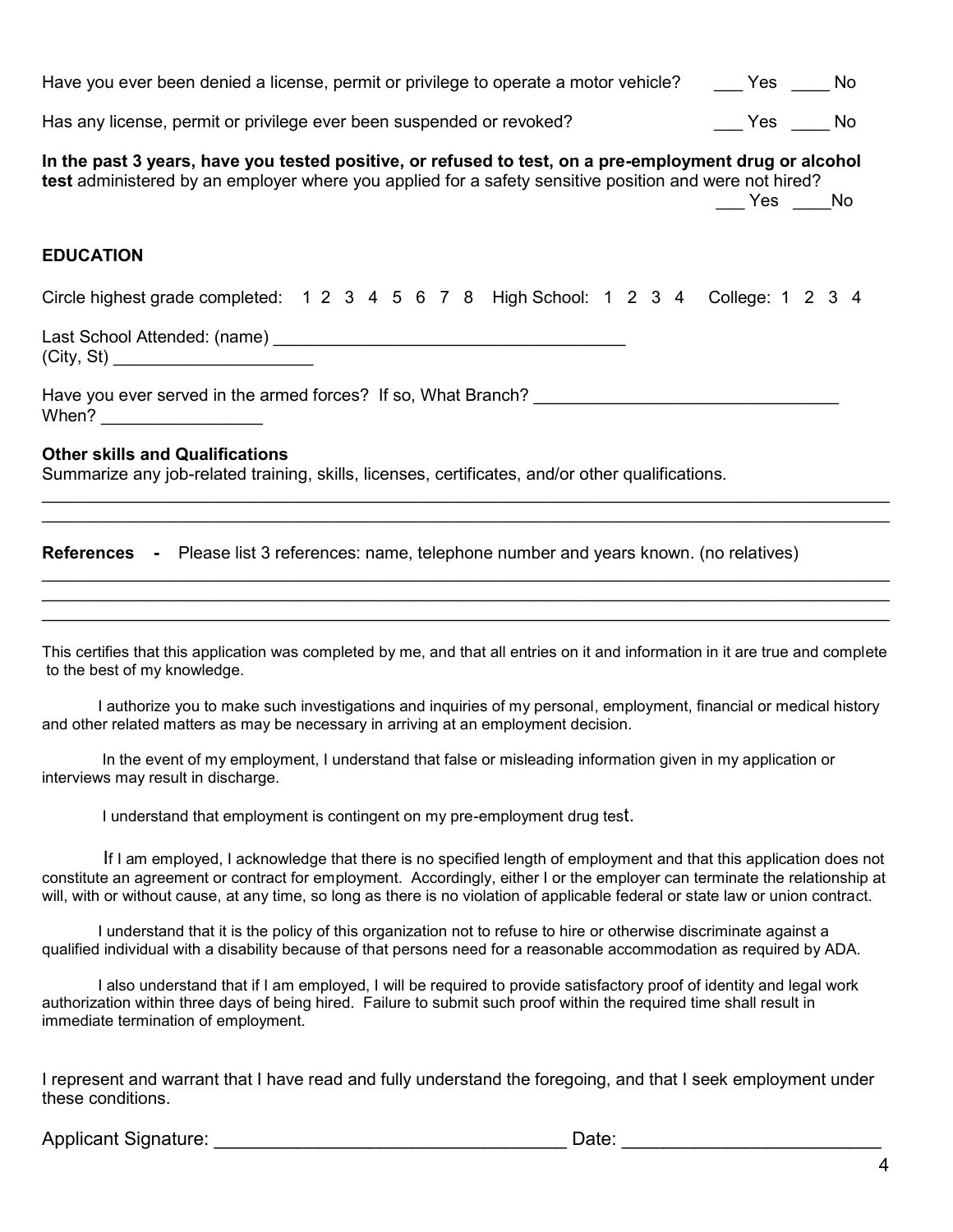Have you ever been denied a license, permit or privilege to operate a motor vehicle? ___ Yes ____ No

Has any license, permit or privilege ever been suspended or revoked? ___ Yes ____ No

**In the past 3 years, have you tested positive, or refused to test, on a pre-employment drug or alcohol test** administered by an employer where you applied for a safety sensitive position and were not hired? ___ Yes ____No

## EDUCATION

Circle highest grade completed: 1 2 3 4 5 6 7 8 High School: 1 2 3 4 College: 1 2 3 4

Last School Attended: (name) _____________________________________
(City, St) ____________________

Have you ever served in the armed forces? If so, What Branch? _______________________________
When? ________________

**Other skills and Qualifications**
Summarize any job-related training, skills, licenses, certificates, and/or other qualifications.

_____________________________________________________________________________________
_____________________________________________________________________________________

**References -** Please list 3 references: name, telephone number and years known. (no relatives)

_____________________________________________________________________________________
_____________________________________________________________________________________
_____________________________________________________________________________________

This certifies that this application was completed by me, and that all entries on it and information in it are true and complete to the best of my knowledge.

I authorize you to make such investigations and inquiries of my personal, employment, financial or medical history and other related matters as may be necessary in arriving at an employment decision.

In the event of my employment, I understand that false or misleading information given in my application or interviews may result in discharge.

I understand that employment is contingent on my pre-employment drug test.

If I am employed, I acknowledge that there is no specified length of employment and that this application does not constitute an agreement or contract for employment. Accordingly, either I or the employer can terminate the relationship at will, with or without cause, at any time, so long as there is no violation of applicable federal or state law or union contract.

I understand that it is the policy of this organization not to refuse to hire or otherwise discriminate against a qualified individual with a disability because of that persons need for a reasonable accommodation as required by ADA.

I also understand that if I am employed, I will be required to provide satisfactory proof of identity and legal work authorization within three days of being hired. Failure to submit such proof within the required time shall result in immediate termination of employment.

I represent and warrant that I have read and fully understand the foregoing, and that I seek employment under these conditions.

Applicant Signature: _________________________________ Date: ________________________